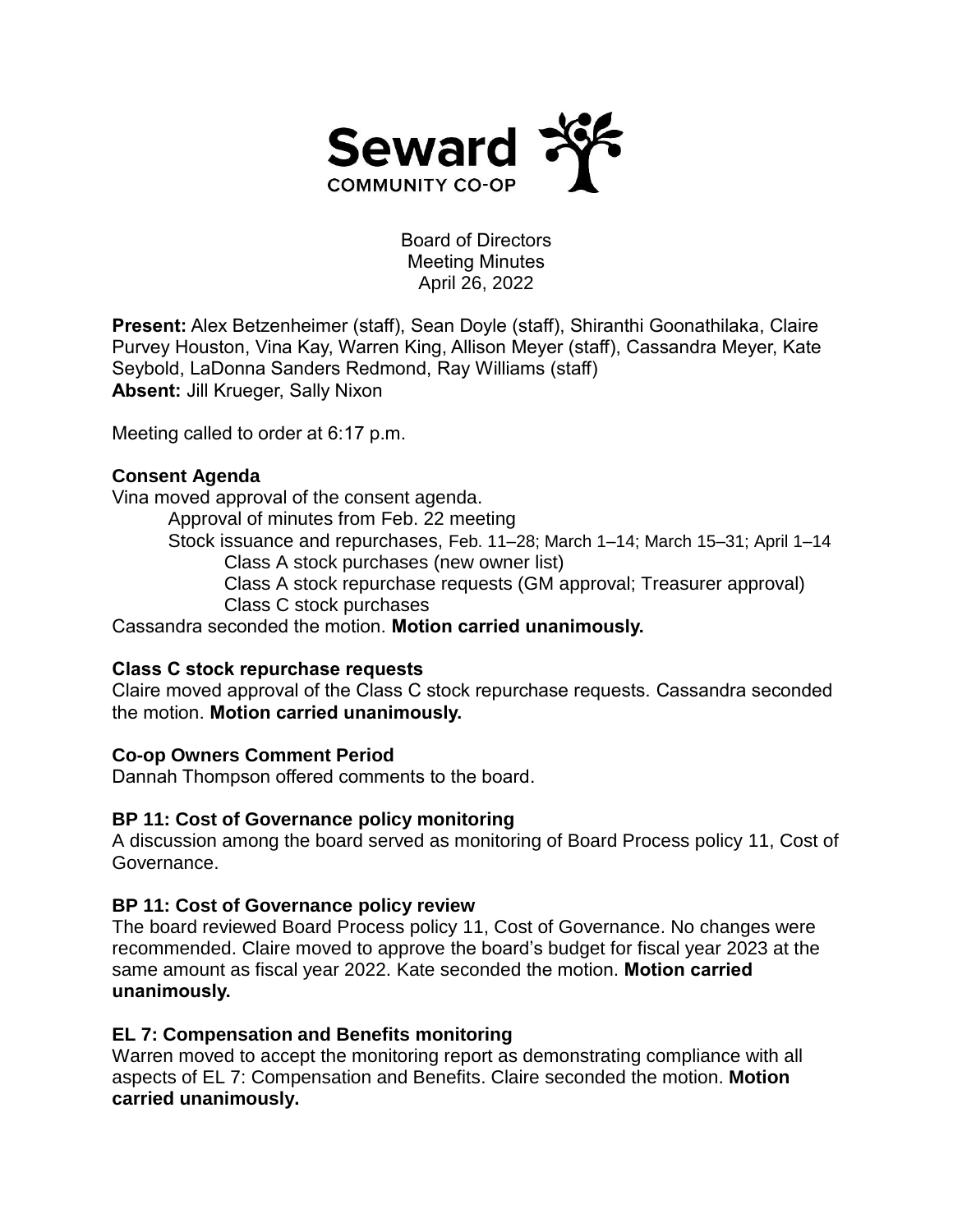**Seward**
COMMUNITY CO-OP

Board of Directors
Meeting Minutes
April 26, 2022

**Present:** Alex Betzenheimer (staff), Sean Doyle (staff), Shiranthi Goonathilaka, Claire Purvey Houston, Vina Kay, Warren King, Allison Meyer (staff), Cassandra Meyer, Kate Seybold, LaDonna Sanders Redmond, Ray Williams (staff)
**Absent:** Jill Krueger, Sally Nixon

Meeting called to order at 6:17 p.m.

**Consent Agenda**
Vina moved approval of the consent agenda.

- Approval of minutes from Feb. 22 meeting
- Stock issuance and repurchases, Feb. 11–28; March 1–14; March 15–31; April 1–14
  - Class A stock purchases (new owner list)
  - Class A stock repurchase requests (GM approval; Treasurer approval)
  - Class C stock purchases

Cassandra seconded the motion. **Motion carried unanimously.**

**Class C stock repurchase requests**
Claire moved approval of the Class C stock repurchase requests. Cassandra seconded the motion. **Motion carried unanimously.**

**Co-op Owners Comment Period**
Dannah Thompson offered comments to the board.

**BP 11: Cost of Governance policy monitoring**
A discussion among the board served as monitoring of Board Process policy 11, Cost of Governance.

**BP 11: Cost of Governance policy review**
The board reviewed Board Process policy 11, Cost of Governance. No changes were recommended. Claire moved to approve the board's budget for fiscal year 2023 at the same amount as fiscal year 2022. Kate seconded the motion. **Motion carried unanimously.**

**EL 7: Compensation and Benefits monitoring**
Warren moved to accept the monitoring report as demonstrating compliance with all aspects of EL 7: Compensation and Benefits. Claire seconded the motion. **Motion carried unanimously.**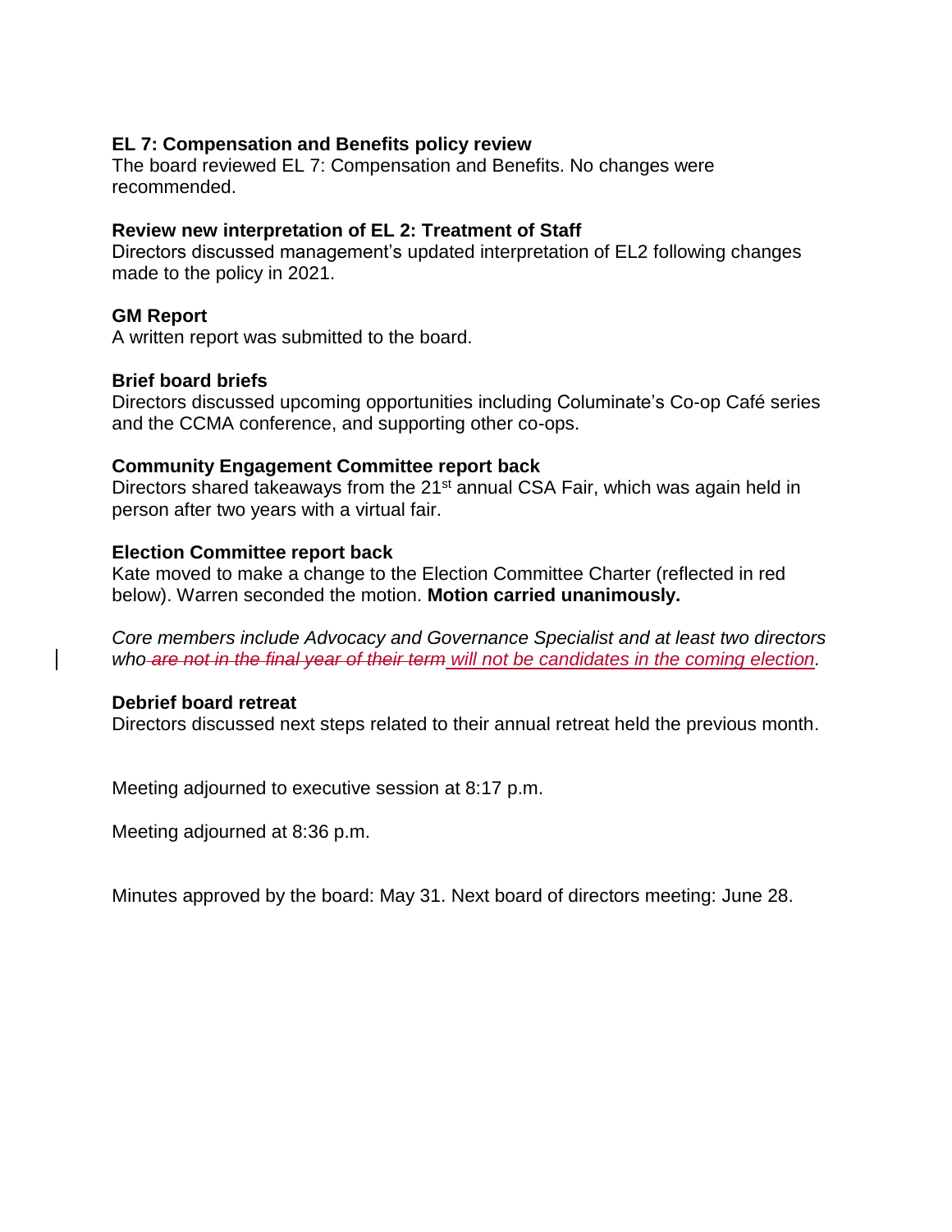**EL 7: Compensation and Benefits policy review**

The board reviewed EL 7: Compensation and Benefits. No changes were recommended.

**Review new interpretation of EL 2: Treatment of Staff**

Directors discussed management's updated interpretation of EL2 following changes made to the policy in 2021.

**GM Report**

A written report was submitted to the board.

**Brief board briefs**

Directors discussed upcoming opportunities including Columinate's Co-op Café series and the CCMA conference, and supporting other co-ops.

**Community Engagement Committee report back**

Directors shared takeaways from the 21st annual CSA Fair, which was again held in person after two years with a virtual fair.

**Election Committee report back**

Kate moved to make a change to the Election Committee Charter (reflected in red below). Warren seconded the motion. **Motion carried unanimously.**

*Core members include Advocacy and Governance Specialist and at least two directors who ~~are not in the final year of their term~~ will not be candidates in the coming election.*

**Debrief board retreat**

Directors discussed next steps related to their annual retreat held the previous month.

Meeting adjourned to executive session at 8:17 p.m.

Meeting adjourned at 8:36 p.m.

Minutes approved by the board: May 31. Next board of directors meeting: June 28.